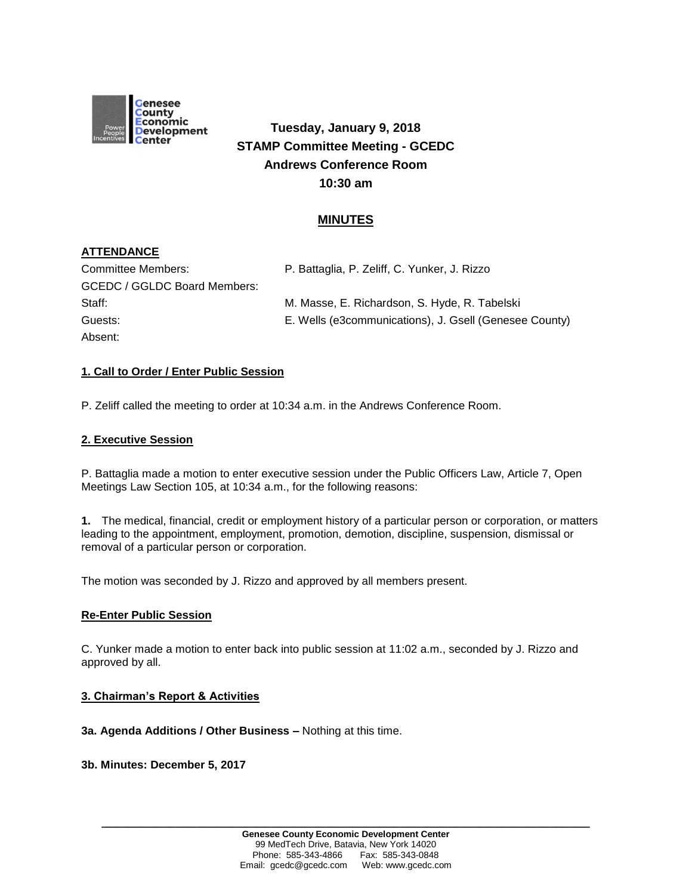**Tuesday, January 9, 2018**
**STAMP Committee Meeting - GCEDC**
**Andrews Conference Room**
**10:30 am**

## MINUTES

### ATTENDANCE

| | |
|---|---|
| Committee Members: | P. Battaglia, P. Zeliff, C. Yunker, J. Rizzo |
| GCEDC / GGLDC Board Members: | |
| Staff: | M. Masse, E. Richardson, S. Hyde, R. Tabelski |
| Guests: | E. Wells (e3communications), J. Gsell (Genesee County) |
| Absent: | |

### 1. Call to Order / Enter Public Session

P. Zeliff called the meeting to order at 10:34 a.m. in the Andrews Conference Room.

### 2. Executive Session

P. Battaglia made a motion to enter executive session under the Public Officers Law, Article 7, Open Meetings Law Section 105, at 10:34 a.m., for the following reasons:

**1.** The medical, financial, credit or employment history of a particular person or corporation, or matters leading to the appointment, employment, promotion, demotion, discipline, suspension, dismissal or removal of a particular person or corporation.

The motion was seconded by J. Rizzo and approved by all members present.

### Re-Enter Public Session

C. Yunker made a motion to enter back into public session at 11:02 a.m., seconded by J. Rizzo and approved by all.

### 3. Chairman's Report & Activities

**3a. Agenda Additions / Other Business –** Nothing at this time.

**3b. Minutes: December 5, 2017**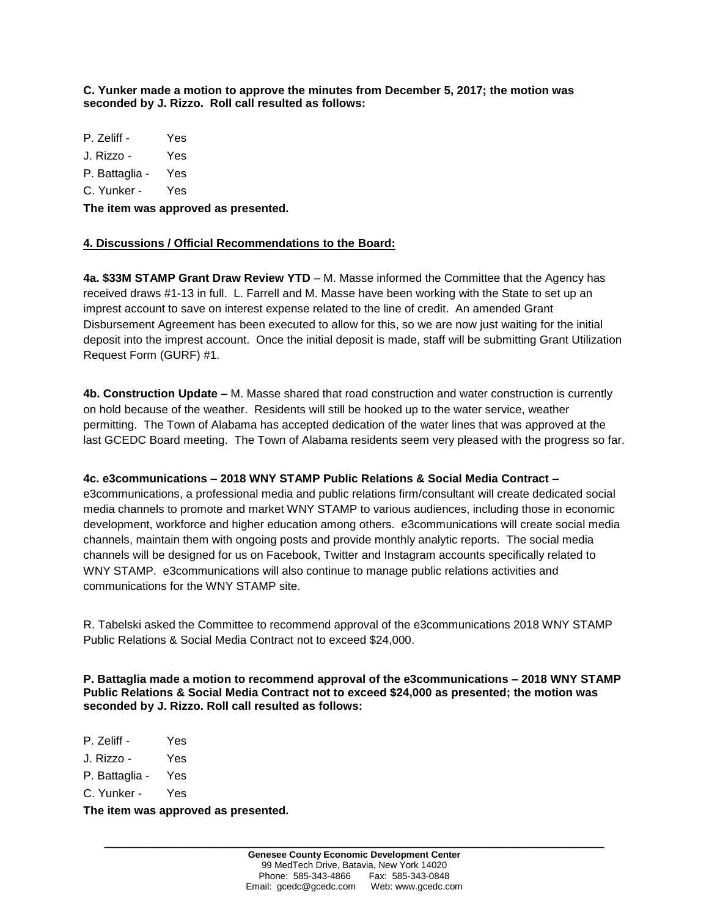**C. Yunker made a motion to approve the minutes from December 5, 2017; the motion was seconded by J. Rizzo. Roll call resulted as follows:**

P. Zeliff - Yes
J. Rizzo - Yes
P. Battaglia - Yes
C. Yunker - Yes

**The item was approved as presented.**

**4. Discussions / Official Recommendations to the Board:**

**4a. $33M STAMP Grant Draw Review YTD** – M. Masse informed the Committee that the Agency has received draws #1-13 in full. L. Farrell and M. Masse have been working with the State to set up an imprest account to save on interest expense related to the line of credit. An amended Grant Disbursement Agreement has been executed to allow for this, so we are now just waiting for the initial deposit into the imprest account. Once the initial deposit is made, staff will be submitting Grant Utilization Request Form (GURF) #1.

**4b. Construction Update –** M. Masse shared that road construction and water construction is currently on hold because of the weather. Residents will still be hooked up to the water service, weather permitting. The Town of Alabama has accepted dedication of the water lines that was approved at the last GCEDC Board meeting. The Town of Alabama residents seem very pleased with the progress so far.

**4c. e3communications – 2018 WNY STAMP Public Relations & Social Media Contract –** e3communications, a professional media and public relations firm/consultant will create dedicated social media channels to promote and market WNY STAMP to various audiences, including those in economic development, workforce and higher education among others. e3communications will create social media channels, maintain them with ongoing posts and provide monthly analytic reports. The social media channels will be designed for us on Facebook, Twitter and Instagram accounts specifically related to WNY STAMP. e3communications will also continue to manage public relations activities and communications for the WNY STAMP site.

R. Tabelski asked the Committee to recommend approval of the e3communications 2018 WNY STAMP Public Relations & Social Media Contract not to exceed $24,000.

**P. Battaglia made a motion to recommend approval of the e3communications – 2018 WNY STAMP Public Relations & Social Media Contract not to exceed $24,000 as presented; the motion was seconded by J. Rizzo. Roll call resulted as follows:**

P. Zeliff - Yes
J. Rizzo - Yes
P. Battaglia - Yes
C. Yunker - Yes

**The item was approved as presented.**

**Genesee County Economic Development Center**
99 MedTech Drive, Batavia, New York 14020
Phone: 585-343-4866 Fax: 585-343-0848
Email: gcedc@gcedc.com Web: www.gcedc.com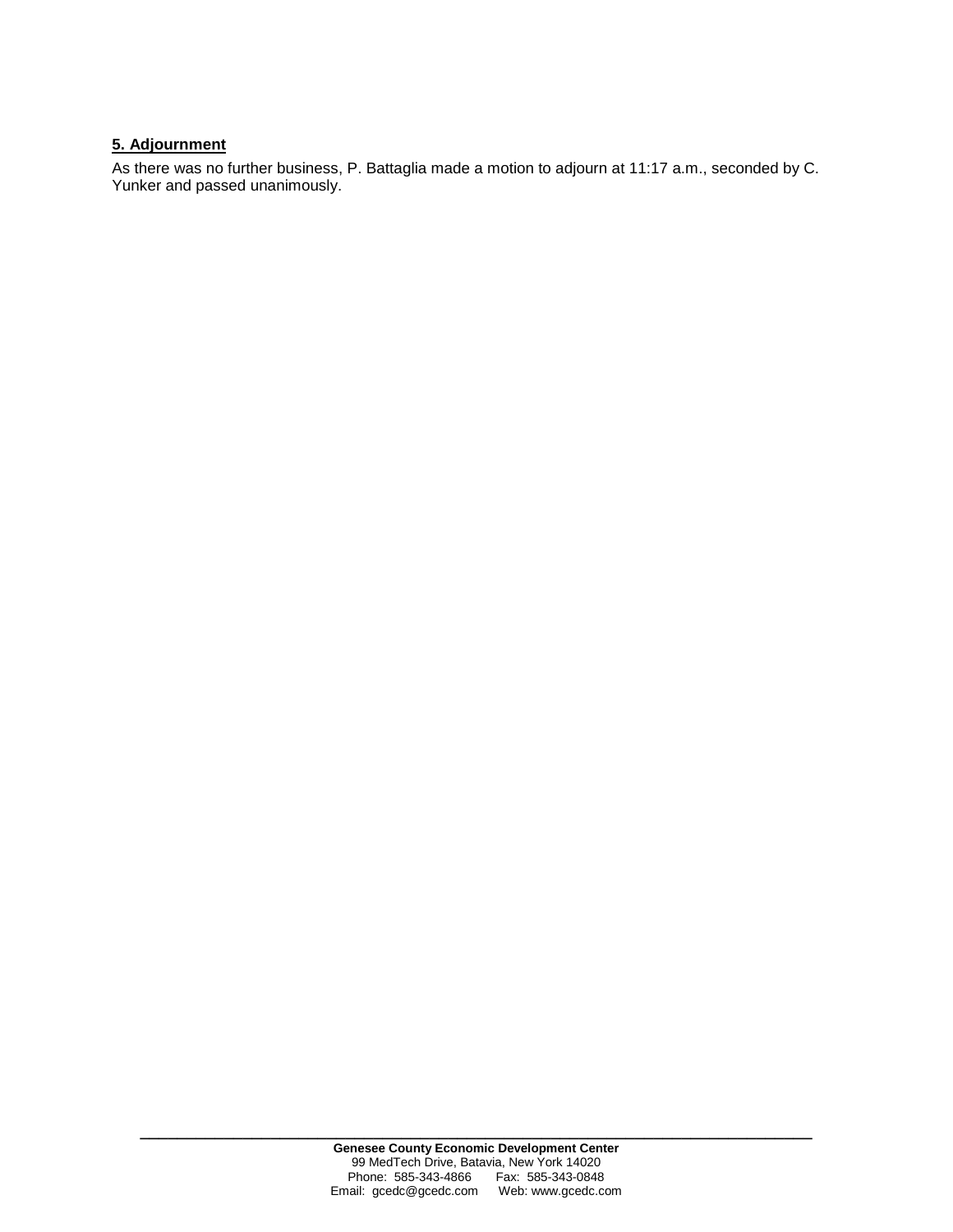**5. Adjournment**

As there was no further business, P. Battaglia made a motion to adjourn at 11:17 a.m., seconded by C. Yunker and passed unanimously.